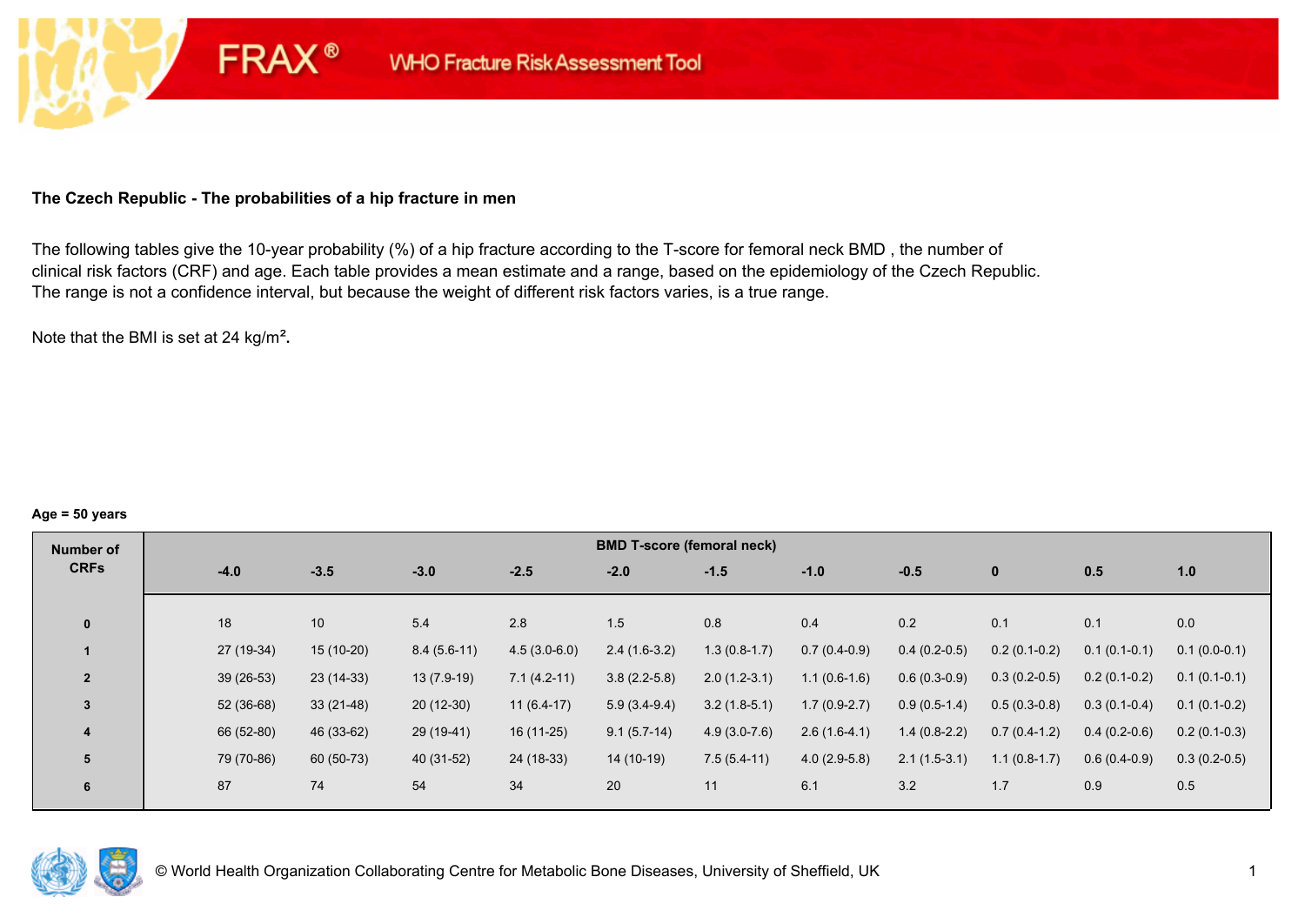## The Czech Republic - The probabilities of a hip fracture in men

The following tables give the 10-year probability (%) of a hip fracture according to the T-score for femoral neck BMD , the number of clinical risk factors (CRF) and age. Each table provides a mean estimate and a range, based on the epidemiology of the Czech Republic. The range is not a confidence interval, but because the weight of different risk factors varies, is a true range.

Note that the BMI is set at 24 kg/m².

**Age = 50 years**

| Number of CRFs | BMD T-score (femoral neck) | | | | | | | | | | |
|---|---|---|---|---|---|---|---|---|---|---|---|
| | -4.0 | -3.5 | -3.0 | -2.5 | -2.0 | -1.5 | -1.0 | -0.5 | 0 | 0.5 | 1.0 |
| 0 | 18 | 10 | 5.4 | 2.8 | 1.5 | 0.8 | 0.4 | 0.2 | 0.1 | 0.1 | 0.0 |
| 1 | 27 (19-34) | 15 (10-20) | 8.4 (5.6-11) | 4.5 (3.0-6.0) | 2.4 (1.6-3.2) | 1.3 (0.8-1.7) | 0.7 (0.4-0.9) | 0.4 (0.2-0.5) | 0.2 (0.1-0.2) | 0.1 (0.1-0.1) | 0.1 (0.0-0.1) |
| 2 | 39 (26-53) | 23 (14-33) | 13 (7.9-19) | 7.1 (4.2-11) | 3.8 (2.2-5.8) | 2.0 (1.2-3.1) | 1.1 (0.6-1.6) | 0.6 (0.3-0.9) | 0.3 (0.2-0.5) | 0.2 (0.1-0.2) | 0.1 (0.1-0.1) |
| 3 | 52 (36-68) | 33 (21-48) | 20 (12-30) | 11 (6.4-17) | 5.9 (3.4-9.4) | 3.2 (1.8-5.1) | 1.7 (0.9-2.7) | 0.9 (0.5-1.4) | 0.5 (0.3-0.8) | 0.3 (0.1-0.4) | 0.1 (0.1-0.2) |
| 4 | 66 (52-80) | 46 (33-62) | 29 (19-41) | 16 (11-25) | 9.1 (5.7-14) | 4.9 (3.0-7.6) | 2.6 (1.6-4.1) | 1.4 (0.8-2.2) | 0.7 (0.4-1.2) | 0.4 (0.2-0.6) | 0.2 (0.1-0.3) |
| 5 | 79 (70-86) | 60 (50-73) | 40 (31-52) | 24 (18-33) | 14 (10-19) | 7.5 (5.4-11) | 4.0 (2.9-5.8) | 2.1 (1.5-3.1) | 1.1 (0.8-1.7) | 0.6 (0.4-0.9) | 0.3 (0.2-0.5) |
| 6 | 87 | 74 | 54 | 34 | 20 | 11 | 6.1 | 3.2 | 1.7 | 0.9 | 0.5 |

© World Health Organization Collaborating Centre for Metabolic Bone Diseases, University of Sheffield, UK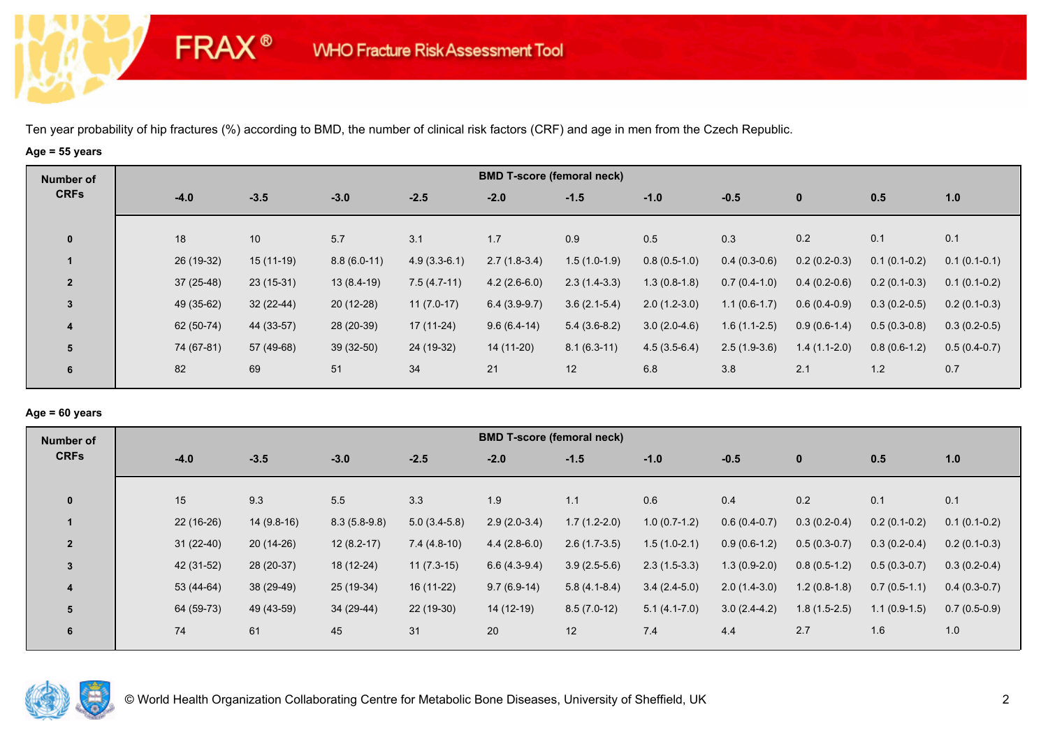FRAX® WHO Fracture Risk Assessment Tool

Ten year probability of hip fractures (%) according to BMD, the number of clinical risk factors (CRF) and age in men from the Czech Republic.

**Age = 55 years**

| Number of CRFs | BMD T-score (femoral neck) | | | | | | | | | | |
|---|---|---|---|---|---|---|---|---|---|---|---|
| | -4.0 | -3.5 | -3.0 | -2.5 | -2.0 | -1.5 | -1.0 | -0.5 | 0 | 0.5 | 1.0 |
| 0 | 18 | 10 | 5.7 | 3.1 | 1.7 | 0.9 | 0.5 | 0.3 | 0.2 | 0.1 | 0.1 |
| 1 | 26 (19-32) | 15 (11-19) | 8.8 (6.0-11) | 4.9 (3.3-6.1) | 2.7 (1.8-3.4) | 1.5 (1.0-1.9) | 0.8 (0.5-1.0) | 0.4 (0.3-0.6) | 0.2 (0.2-0.3) | 0.1 (0.1-0.2) | 0.1 (0.1-0.1) |
| 2 | 37 (25-48) | 23 (15-31) | 13 (8.4-19) | 7.5 (4.7-11) | 4.2 (2.6-6.0) | 2.3 (1.4-3.3) | 1.3 (0.8-1.8) | 0.7 (0.4-1.0) | 0.4 (0.2-0.6) | 0.2 (0.1-0.3) | 0.1 (0.1-0.2) |
| 3 | 49 (35-62) | 32 (22-44) | 20 (12-28) | 11 (7.0-17) | 6.4 (3.9-9.7) | 3.6 (2.1-5.4) | 2.0 (1.2-3.0) | 1.1 (0.6-1.7) | 0.6 (0.4-0.9) | 0.3 (0.2-0.5) | 0.2 (0.1-0.3) |
| 4 | 62 (50-74) | 44 (33-57) | 28 (20-39) | 17 (11-24) | 9.6 (6.4-14) | 5.4 (3.6-8.2) | 3.0 (2.0-4.6) | 1.6 (1.1-2.5) | 0.9 (0.6-1.4) | 0.5 (0.3-0.8) | 0.3 (0.2-0.5) |
| 5 | 74 (67-81) | 57 (49-68) | 39 (32-50) | 24 (19-32) | 14 (11-20) | 8.1 (6.3-11) | 4.5 (3.5-6.4) | 2.5 (1.9-3.6) | 1.4 (1.1-2.0) | 0.8 (0.6-1.2) | 0.5 (0.4-0.7) |
| 6 | 82 | 69 | 51 | 34 | 21 | 12 | 6.8 | 3.8 | 2.1 | 1.2 | 0.7 |

**Age = 60 years**

| Number of CRFs | BMD T-score (femoral neck) | | | | | | | | | | |
|---|---|---|---|---|---|---|---|---|---|---|---|
| | -4.0 | -3.5 | -3.0 | -2.5 | -2.0 | -1.5 | -1.0 | -0.5 | 0 | 0.5 | 1.0 |
| 0 | 15 | 9.3 | 5.5 | 3.3 | 1.9 | 1.1 | 0.6 | 0.4 | 0.2 | 0.1 | 0.1 |
| 1 | 22 (16-26) | 14 (9.8-16) | 8.3 (5.8-9.8) | 5.0 (3.4-5.8) | 2.9 (2.0-3.4) | 1.7 (1.2-2.0) | 1.0 (0.7-1.2) | 0.6 (0.4-0.7) | 0.3 (0.2-0.4) | 0.2 (0.1-0.2) | 0.1 (0.1-0.2) |
| 2 | 31 (22-40) | 20 (14-26) | 12 (8.2-17) | 7.4 (4.8-10) | 4.4 (2.8-6.0) | 2.6 (1.7-3.5) | 1.5 (1.0-2.1) | 0.9 (0.6-1.2) | 0.5 (0.3-0.7) | 0.3 (0.2-0.4) | 0.2 (0.1-0.3) |
| 3 | 42 (31-52) | 28 (20-37) | 18 (12-24) | 11 (7.3-15) | 6.6 (4.3-9.4) | 3.9 (2.5-5.6) | 2.3 (1.5-3.3) | 1.3 (0.9-2.0) | 0.8 (0.5-1.2) | 0.5 (0.3-0.7) | 0.3 (0.2-0.4) |
| 4 | 53 (44-64) | 38 (29-49) | 25 (19-34) | 16 (11-22) | 9.7 (6.9-14) | 5.8 (4.1-8.4) | 3.4 (2.4-5.0) | 2.0 (1.4-3.0) | 1.2 (0.8-1.8) | 0.7 (0.5-1.1) | 0.4 (0.3-0.7) |
| 5 | 64 (59-73) | 49 (43-59) | 34 (29-44) | 22 (19-30) | 14 (12-19) | 8.5 (7.0-12) | 5.1 (4.1-7.0) | 3.0 (2.4-4.2) | 1.8 (1.5-2.5) | 1.1 (0.9-1.5) | 0.7 (0.5-0.9) |
| 6 | 74 | 61 | 45 | 31 | 20 | 12 | 7.4 | 4.4 | 2.7 | 1.6 | 1.0 |

© World Health Organization Collaborating Centre for Metabolic Bone Diseases, University of Sheffield, UK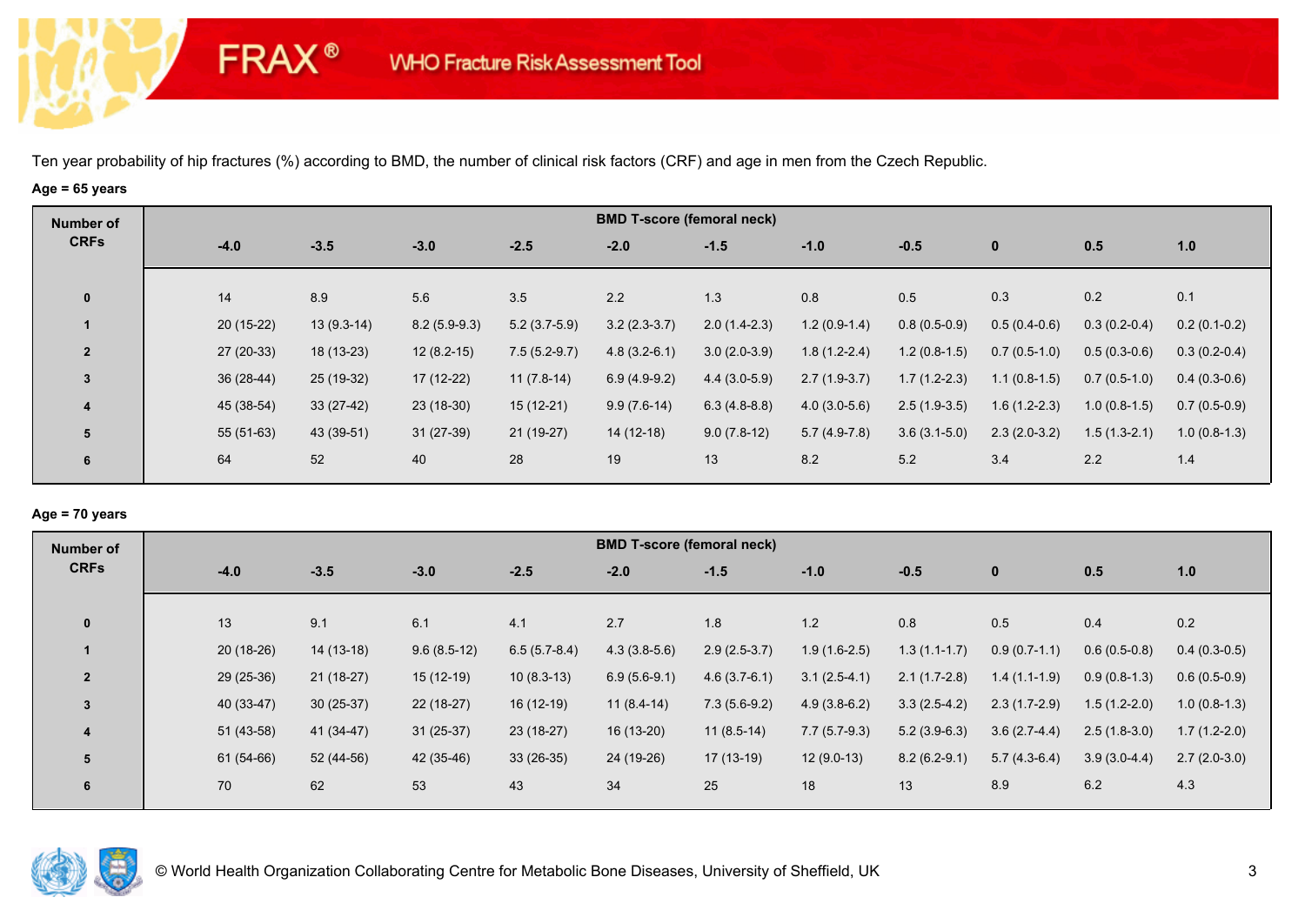Ten year probability of hip fractures (%) according to BMD, the number of clinical risk factors (CRF) and age in men from the Czech Republic.

**Age = 65 years**

| Number of CRFs | BMD T-score (femoral neck) | | | | | | | | | | |
|---|---|---|---|---|---|---|---|---|---|---|---|
| | -4.0 | -3.5 | -3.0 | -2.5 | -2.0 | -1.5 | -1.0 | -0.5 | 0 | 0.5 | 1.0 |
| 0 | 14 | 8.9 | 5.6 | 3.5 | 2.2 | 1.3 | 0.8 | 0.5 | 0.3 | 0.2 | 0.1 |
| 1 | 20 (15-22) | 13 (9.3-14) | 8.2 (5.9-9.3) | 5.2 (3.7-5.9) | 3.2 (2.3-3.7) | 2.0 (1.4-2.3) | 1.2 (0.9-1.4) | 0.8 (0.5-0.9) | 0.5 (0.4-0.6) | 0.3 (0.2-0.4) | 0.2 (0.1-0.2) |
| 2 | 27 (20-33) | 18 (13-23) | 12 (8.2-15) | 7.5 (5.2-9.7) | 4.8 (3.2-6.1) | 3.0 (2.0-3.9) | 1.8 (1.2-2.4) | 1.2 (0.8-1.5) | 0.7 (0.5-1.0) | 0.5 (0.3-0.6) | 0.3 (0.2-0.4) |
| 3 | 36 (28-44) | 25 (19-32) | 17 (12-22) | 11 (7.8-14) | 6.9 (4.9-9.2) | 4.4 (3.0-5.9) | 2.7 (1.9-3.7) | 1.7 (1.2-2.3) | 1.1 (0.8-1.5) | 0.7 (0.5-1.0) | 0.4 (0.3-0.6) |
| 4 | 45 (38-54) | 33 (27-42) | 23 (18-30) | 15 (12-21) | 9.9 (7.6-14) | 6.3 (4.8-8.8) | 4.0 (3.0-5.6) | 2.5 (1.9-3.5) | 1.6 (1.2-2.3) | 1.0 (0.8-1.5) | 0.7 (0.5-0.9) |
| 5 | 55 (51-63) | 43 (39-51) | 31 (27-39) | 21 (19-27) | 14 (12-18) | 9.0 (7.8-12) | 5.7 (4.9-7.8) | 3.6 (3.1-5.0) | 2.3 (2.0-3.2) | 1.5 (1.3-2.1) | 1.0 (0.8-1.3) |
| 6 | 64 | 52 | 40 | 28 | 19 | 13 | 8.2 | 5.2 | 3.4 | 2.2 | 1.4 |

**Age = 70 years**

| Number of CRFs | BMD T-score (femoral neck) | | | | | | | | | | |
|---|---|---|---|---|---|---|---|---|---|---|---|
| | -4.0 | -3.5 | -3.0 | -2.5 | -2.0 | -1.5 | -1.0 | -0.5 | 0 | 0.5 | 1.0 |
| 0 | 13 | 9.1 | 6.1 | 4.1 | 2.7 | 1.8 | 1.2 | 0.8 | 0.5 | 0.4 | 0.2 |
| 1 | 20 (18-26) | 14 (13-18) | 9.6 (8.5-12) | 6.5 (5.7-8.4) | 4.3 (3.8-5.6) | 2.9 (2.5-3.7) | 1.9 (1.6-2.5) | 1.3 (1.1-1.7) | 0.9 (0.7-1.1) | 0.6 (0.5-0.8) | 0.4 (0.3-0.5) |
| 2 | 29 (25-36) | 21 (18-27) | 15 (12-19) | 10 (8.3-13) | 6.9 (5.6-9.1) | 4.6 (3.7-6.1) | 3.1 (2.5-4.1) | 2.1 (1.7-2.8) | 1.4 (1.1-1.9) | 0.9 (0.8-1.3) | 0.6 (0.5-0.9) |
| 3 | 40 (33-47) | 30 (25-37) | 22 (18-27) | 16 (12-19) | 11 (8.4-14) | 7.3 (5.6-9.2) | 4.9 (3.8-6.2) | 3.3 (2.5-4.2) | 2.3 (1.7-2.9) | 1.5 (1.2-2.0) | 1.0 (0.8-1.3) |
| 4 | 51 (43-58) | 41 (34-47) | 31 (25-37) | 23 (18-27) | 16 (13-20) | 11 (8.5-14) | 7.7 (5.7-9.3) | 5.2 (3.9-6.3) | 3.6 (2.7-4.4) | 2.5 (1.8-3.0) | 1.7 (1.2-2.0) |
| 5 | 61 (54-66) | 52 (44-56) | 42 (35-46) | 33 (26-35) | 24 (19-26) | 17 (13-19) | 12 (9.0-13) | 8.2 (6.2-9.1) | 5.7 (4.3-6.4) | 3.9 (3.0-4.4) | 2.7 (2.0-3.0) |
| 6 | 70 | 62 | 53 | 43 | 34 | 25 | 18 | 13 | 8.9 | 6.2 | 4.3 |

© World Health Organization Collaborating Centre for Metabolic Bone Diseases, University of Sheffield, UK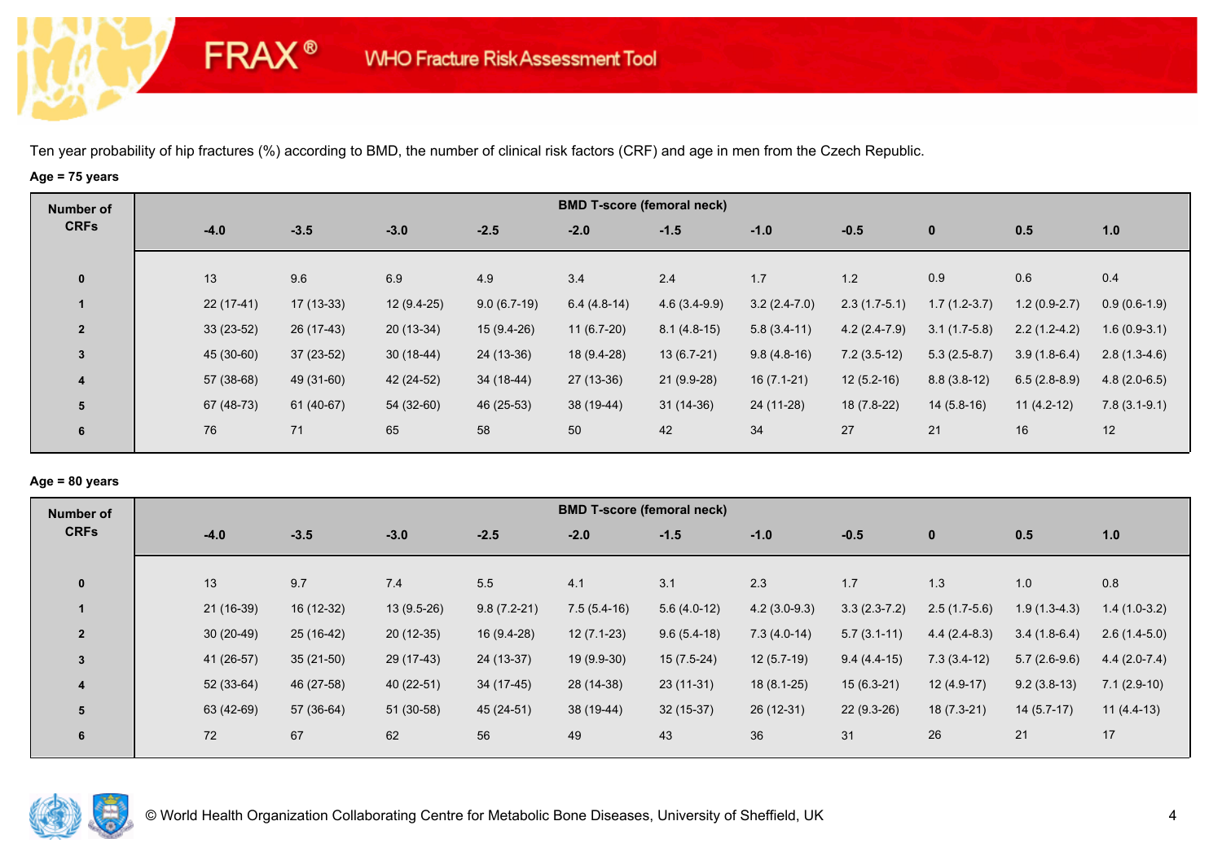Ten year probability of hip fractures (%) according to BMD, the number of clinical risk factors (CRF) and age in men from the Czech Republic.

**Age = 75 years**

| Number of CRFs | BMD T-score (femoral neck) | | | | | | | | | | |
|---|---|---|---|---|---|---|---|---|---|---|---|
| | -4.0 | -3.5 | -3.0 | -2.5 | -2.0 | -1.5 | -1.0 | -0.5 | 0 | 0.5 | 1.0 |
| 0 | 13 | 9.6 | 6.9 | 4.9 | 3.4 | 2.4 | 1.7 | 1.2 | 0.9 | 0.6 | 0.4 |
| 1 | 22 (17-41) | 17 (13-33) | 12 (9.4-25) | 9.0 (6.7-19) | 6.4 (4.8-14) | 4.6 (3.4-9.9) | 3.2 (2.4-7.0) | 2.3 (1.7-5.1) | 1.7 (1.2-3.7) | 1.2 (0.9-2.7) | 0.9 (0.6-1.9) |
| 2 | 33 (23-52) | 26 (17-43) | 20 (13-34) | 15 (9.4-26) | 11 (6.7-20) | 8.1 (4.8-15) | 5.8 (3.4-11) | 4.2 (2.4-7.9) | 3.1 (1.7-5.8) | 2.2 (1.2-4.2) | 1.6 (0.9-3.1) |
| 3 | 45 (30-60) | 37 (23-52) | 30 (18-44) | 24 (13-36) | 18 (9.4-28) | 13 (6.7-21) | 9.8 (4.8-16) | 7.2 (3.5-12) | 5.3 (2.5-8.7) | 3.9 (1.8-6.4) | 2.8 (1.3-4.6) |
| 4 | 57 (38-68) | 49 (31-60) | 42 (24-52) | 34 (18-44) | 27 (13-36) | 21 (9.9-28) | 16 (7.1-21) | 12 (5.2-16) | 8.8 (3.8-12) | 6.5 (2.8-8.9) | 4.8 (2.0-6.5) |
| 5 | 67 (48-73) | 61 (40-67) | 54 (32-60) | 46 (25-53) | 38 (19-44) | 31 (14-36) | 24 (11-28) | 18 (7.8-22) | 14 (5.8-16) | 11 (4.2-12) | 7.8 (3.1-9.1) |
| 6 | 76 | 71 | 65 | 58 | 50 | 42 | 34 | 27 | 21 | 16 | 12 |

**Age = 80 years**

| Number of CRFs | BMD T-score (femoral neck) | | | | | | | | | | |
|---|---|---|---|---|---|---|---|---|---|---|---|
| | -4.0 | -3.5 | -3.0 | -2.5 | -2.0 | -1.5 | -1.0 | -0.5 | 0 | 0.5 | 1.0 |
| 0 | 13 | 9.7 | 7.4 | 5.5 | 4.1 | 3.1 | 2.3 | 1.7 | 1.3 | 1.0 | 0.8 |
| 1 | 21 (16-39) | 16 (12-32) | 13 (9.5-26) | 9.8 (7.2-21) | 7.5 (5.4-16) | 5.6 (4.0-12) | 4.2 (3.0-9.3) | 3.3 (2.3-7.2) | 2.5 (1.7-5.6) | 1.9 (1.3-4.3) | 1.4 (1.0-3.2) |
| 2 | 30 (20-49) | 25 (16-42) | 20 (12-35) | 16 (9.4-28) | 12 (7.1-23) | 9.6 (5.4-18) | 7.3 (4.0-14) | 5.7 (3.1-11) | 4.4 (2.4-8.3) | 3.4 (1.8-6.4) | 2.6 (1.4-5.0) |
| 3 | 41 (26-57) | 35 (21-50) | 29 (17-43) | 24 (13-37) | 19 (9.9-30) | 15 (7.5-24) | 12 (5.7-19) | 9.4 (4.4-15) | 7.3 (3.4-12) | 5.7 (2.6-9.6) | 4.4 (2.0-7.4) |
| 4 | 52 (33-64) | 46 (27-58) | 40 (22-51) | 34 (17-45) | 28 (14-38) | 23 (11-31) | 18 (8.1-25) | 15 (6.3-21) | 12 (4.9-17) | 9.2 (3.8-13) | 7.1 (2.9-10) |
| 5 | 63 (42-69) | 57 (36-64) | 51 (30-58) | 45 (24-51) | 38 (19-44) | 32 (15-37) | 26 (12-31) | 22 (9.3-26) | 18 (7.3-21) | 14 (5.7-17) | 11 (4.4-13) |
| 6 | 72 | 67 | 62 | 56 | 49 | 43 | 36 | 31 | 26 | 21 | 17 |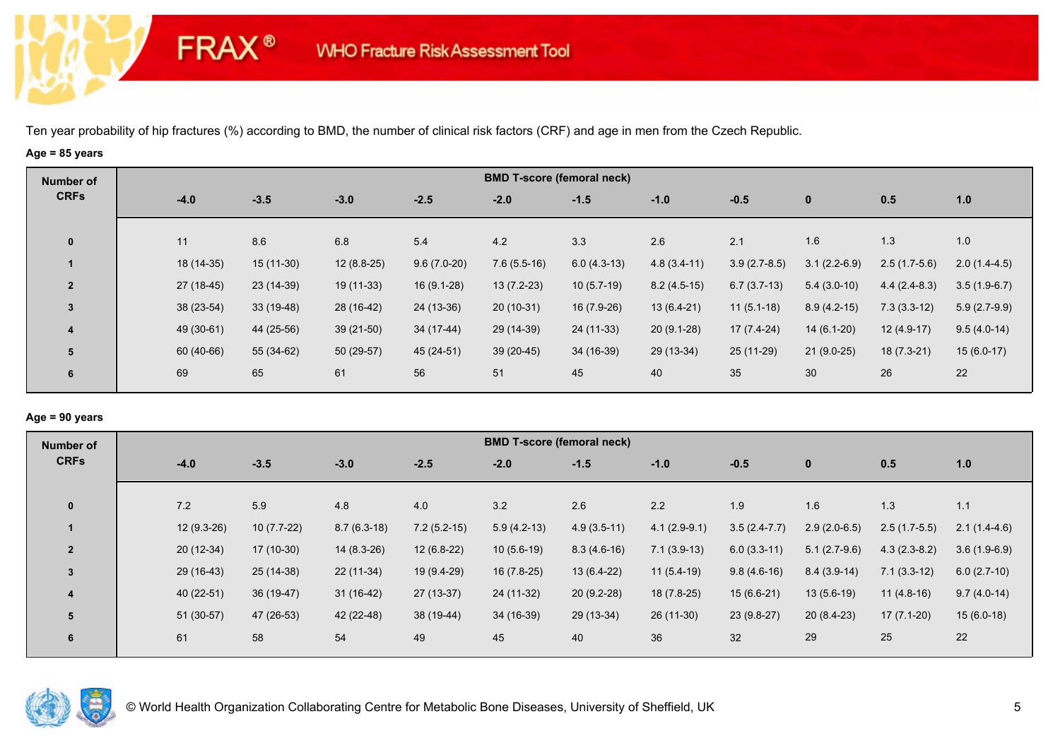# FRAX® WHO Fracture Risk Assessment Tool

Ten year probability of hip fractures (%) according to BMD, the number of clinical risk factors (CRF) and age in men from the Czech Republic.

**Age = 85 years**

| Number of CRFs | BMD T-score (femoral neck) | | | | | | | | | | |
|---|---|---|---|---|---|---|---|---|---|---|---|
| | -4.0 | -3.5 | -3.0 | -2.5 | -2.0 | -1.5 | -1.0 | -0.5 | 0 | 0.5 | 1.0 |
| 0 | 11 | 8.6 | 6.8 | 5.4 | 4.2 | 3.3 | 2.6 | 2.1 | 1.6 | 1.3 | 1.0 |
| 1 | 18 (14-35) | 15 (11-30) | 12 (8.8-25) | 9.6 (7.0-20) | 7.6 (5.5-16) | 6.0 (4.3-13) | 4.8 (3.4-11) | 3.9 (2.7-8.5) | 3.1 (2.2-6.9) | 2.5 (1.7-5.6) | 2.0 (1.4-4.5) |
| 2 | 27 (18-45) | 23 (14-39) | 19 (11-33) | 16 (9.1-28) | 13 (7.2-23) | 10 (5.7-19) | 8.2 (4.5-15) | 6.7 (3.7-13) | 5.4 (3.0-10) | 4.4 (2.4-8.3) | 3.5 (1.9-6.7) |
| 3 | 38 (23-54) | 33 (19-48) | 28 (16-42) | 24 (13-36) | 20 (10-31) | 16 (7.9-26) | 13 (6.4-21) | 11 (5.1-18) | 8.9 (4.2-15) | 7.3 (3.3-12) | 5.9 (2.7-9.9) |
| 4 | 49 (30-61) | 44 (25-56) | 39 (21-50) | 34 (17-44) | 29 (14-39) | 24 (11-33) | 20 (9.1-28) | 17 (7.4-24) | 14 (6.1-20) | 12 (4.9-17) | 9.5 (4.0-14) |
| 5 | 60 (40-66) | 55 (34-62) | 50 (29-57) | 45 (24-51) | 39 (20-45) | 34 (16-39) | 29 (13-34) | 25 (11-29) | 21 (9.0-25) | 18 (7.3-21) | 15 (6.0-17) |
| 6 | 69 | 65 | 61 | 56 | 51 | 45 | 40 | 35 | 30 | 26 | 22 |

**Age = 90 years**

| Number of CRFs | BMD T-score (femoral neck) | | | | | | | | | | |
|---|---|---|---|---|---|---|---|---|---|---|---|
| | -4.0 | -3.5 | -3.0 | -2.5 | -2.0 | -1.5 | -1.0 | -0.5 | 0 | 0.5 | 1.0 |
| 0 | 7.2 | 5.9 | 4.8 | 4.0 | 3.2 | 2.6 | 2.2 | 1.9 | 1.6 | 1.3 | 1.1 |
| 1 | 12 (9.3-26) | 10 (7.7-22) | 8.7 (6.3-18) | 7.2 (5.2-15) | 5.9 (4.2-13) | 4.9 (3.5-11) | 4.1 (2.9-9.1) | 3.5 (2.4-7.7) | 2.9 (2.0-6.5) | 2.5 (1.7-5.5) | 2.1 (1.4-4.6) |
| 2 | 20 (12-34) | 17 (10-30) | 14 (8.3-26) | 12 (6.8-22) | 10 (5.6-19) | 8.3 (4.6-16) | 7.1 (3.9-13) | 6.0 (3.3-11) | 5.1 (2.7-9.6) | 4.3 (2.3-8.2) | 3.6 (1.9-6.9) |
| 3 | 29 (16-43) | 25 (14-38) | 22 (11-34) | 19 (9.4-29) | 16 (7.8-25) | 13 (6.4-22) | 11 (5.4-19) | 9.8 (4.6-16) | 8.4 (3.9-14) | 7.1 (3.3-12) | 6.0 (2.7-10) |
| 4 | 40 (22-51) | 36 (19-47) | 31 (16-42) | 27 (13-37) | 24 (11-32) | 20 (9.2-28) | 18 (7.8-25) | 15 (6.6-21) | 13 (5.6-19) | 11 (4.8-16) | 9.7 (4.0-14) |
| 5 | 51 (30-57) | 47 (26-53) | 42 (22-48) | 38 (19-44) | 34 (16-39) | 29 (13-34) | 26 (11-30) | 23 (9.8-27) | 20 (8.4-23) | 17 (7.1-20) | 15 (6.0-18) |
| 6 | 61 | 58 | 54 | 49 | 45 | 40 | 36 | 32 | 29 | 25 | 22 |

© World Health Organization Collaborating Centre for Metabolic Bone Diseases, University of Sheffield, UK